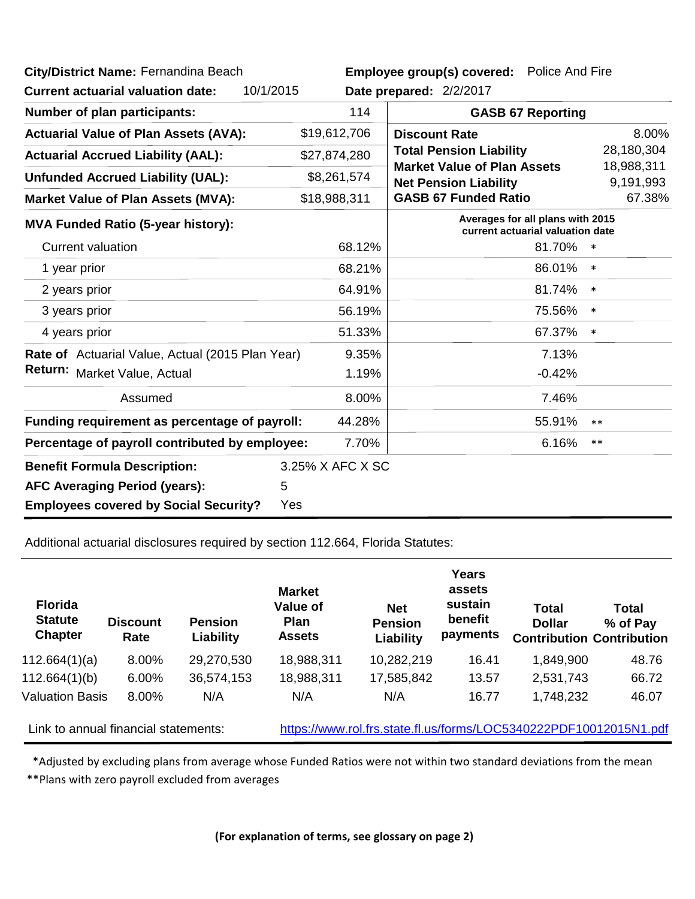**City/District Name:** Fernandina Beach

**Employee group(s) covered:** Police And Fire

**Current actuarial valuation date:** 10/1/2015

**Date prepared:** 2/2/2017

| | | **GASB 67 Reporting** | |
|---|---|---|---|
| **Number of plan participants:** | 114 | | |
| **Actuarial Value of Plan Assets (AVA):** | $19,612,706 | **Discount Rate** | 8.00% |
| **Actuarial Accrued Liability (AAL):** | $27,874,280 | **Total Pension Liability** | 28,180,304 |
| **Unfunded Accrued Liability (UAL):** | $8,261,574 | **Market Value of Plan Assets** | 18,988,311 |
| | | **Net Pension Liability** | 9,191,993 |
| **Market Value of Plan Assets (MVA):** | $18,988,311 | **GASB 67 Funded Ratio** | 67.38% |

| **MVA Funded Ratio (5-year history):** | | Averages for all plans with 2015 current actuarial valuation date |
|---|---|---|
| Current valuation | 68.12% | 81.70% * |
| 1 year prior | 68.21% | 86.01% * |
| 2 years prior | 64.91% | 81.74% * |
| 3 years prior | 56.19% | 75.56% * |
| 4 years prior | 51.33% | 67.37% * |
| **Rate of Return:** Actuarial Value, Actual (2015 Plan Year) | 9.35% | 7.13% |
| Market Value, Actual | 1.19% | -0.42% |
| Assumed | 8.00% | 7.46% |
| **Funding requirement as percentage of payroll:** | 44.28% | 55.91% ** |
| **Percentage of payroll contributed by employee:** | 7.70% | 6.16% ** |

**Benefit Formula Description:** 3.25% X AFC X SC

**AFC Averaging Period (years):** 5

**Employees covered by Social Security?** Yes

Additional actuarial disclosures required by section 112.664, Florida Statutes:

| Florida Statute Chapter | Discount Rate | Pension Liability | Market Value of Plan Assets | Net Pension Liability | Years assets sustain benefit payments | Total Dollar Contribution | Total % of Pay Contribution |
|---|---|---|---|---|---|---|---|
| 112.664(1)(a) | 8.00% | 29,270,530 | 18,988,311 | 10,282,219 | 16.41 | 1,849,900 | 48.76 |
| 112.664(1)(b) | 6.00% | 36,574,153 | 18,988,311 | 17,585,842 | 13.57 | 2,531,743 | 66.72 |
| Valuation Basis | 8.00% | N/A | N/A | N/A | 16.77 | 1,748,232 | 46.07 |

Link to annual financial statements: https://www.rol.frs.state.fl.us/forms/LOC5340222PDF10012015N1.pdf

*Adjusted by excluding plans from average whose Funded Ratios were not within two standard deviations from the mean

**Plans with zero payroll excluded from averages

**(For explanation of terms, see glossary on page 2)**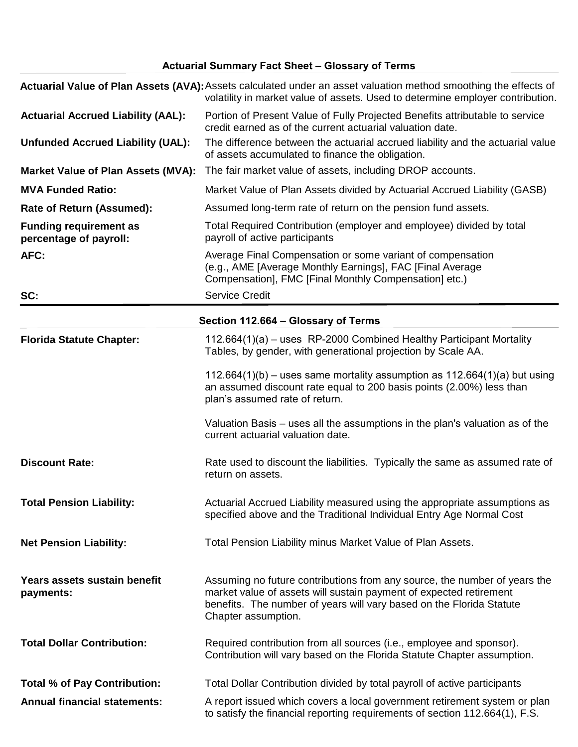## Actuarial Summary Fact Sheet – Glossary of Terms

| | |
|---|---|
| **Actuarial Value of Plan Assets (AVA):** | Assets calculated under an asset valuation method smoothing the effects of volatility in market value of assets. Used to determine employer contribution. |
| **Actuarial Accrued Liability (AAL):** | Portion of Present Value of Fully Projected Benefits attributable to service credit earned as of the current actuarial valuation date. |
| **Unfunded Accrued Liability (UAL):** | The difference between the actuarial accrued liability and the actuarial value of assets accumulated to finance the obligation. |
| **Market Value of Plan Assets (MVA):** | The fair market value of assets, including DROP accounts. |
| **MVA Funded Ratio:** | Market Value of Plan Assets divided by Actuarial Accrued Liability (GASB) |
| **Rate of Return (Assumed):** | Assumed long-term rate of return on the pension fund assets. |
| **Funding requirement as percentage of payroll:** | Total Required Contribution (employer and employee) divided by total payroll of active participants |
| **AFC:** | Average Final Compensation or some variant of compensation (e.g., AME [Average Monthly Earnings], FAC [Final Average Compensation], FMC [Final Monthly Compensation] etc.) |
| **SC:** | Service Credit |

## Section 112.664 – Glossary of Terms

| | |
|---|---|
| **Florida Statute Chapter:** | 112.664(1)(a) – uses RP-2000 Combined Healthy Participant Mortality Tables, by gender, with generational projection by Scale AA.<br><br>112.664(1)(b) – uses same mortality assumption as 112.664(1)(a) but using an assumed discount rate equal to 200 basis points (2.00%) less than plan's assumed rate of return.<br><br>Valuation Basis – uses all the assumptions in the plan's valuation as of the current actuarial valuation date. |
| **Discount Rate:** | Rate used to discount the liabilities. Typically the same as assumed rate of return on assets. |
| **Total Pension Liability:** | Actuarial Accrued Liability measured using the appropriate assumptions as specified above and the Traditional Individual Entry Age Normal Cost |
| **Net Pension Liability:** | Total Pension Liability minus Market Value of Plan Assets. |
| **Years assets sustain benefit payments:** | Assuming no future contributions from any source, the number of years the market value of assets will sustain payment of expected retirement benefits. The number of years will vary based on the Florida Statute Chapter assumption. |
| **Total Dollar Contribution:** | Required contribution from all sources (i.e., employee and sponsor). Contribution will vary based on the Florida Statute Chapter assumption. |
| **Total % of Pay Contribution:** | Total Dollar Contribution divided by total payroll of active participants |
| **Annual financial statements:** | A report issued which covers a local government retirement system or plan to satisfy the financial reporting requirements of section 112.664(1), F.S. |